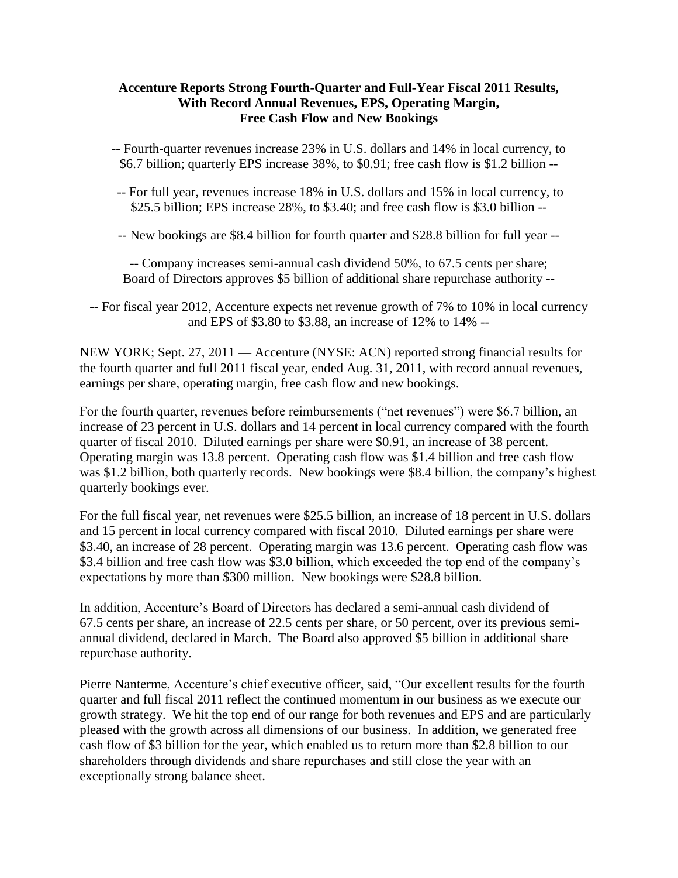# Accenture Reports Strong Fourth-Quarter and Full-Year Fiscal 2011 Results, With Record Annual Revenues, EPS, Operating Margin, Free Cash Flow and New Bookings

-- Fourth-quarter revenues increase 23% in U.S. dollars and 14% in local currency, to $6.7 billion; quarterly EPS increase 38%, to $0.91; free cash flow is $1.2 billion --

-- For full year, revenues increase 18% in U.S. dollars and 15% in local currency, to $25.5 billion; EPS increase 28%, to $3.40; and free cash flow is $3.0 billion --

-- New bookings are $8.4 billion for fourth quarter and $28.8 billion for full year --

-- Company increases semi-annual cash dividend 50%, to 67.5 cents per share; Board of Directors approves $5 billion of additional share repurchase authority --

-- For fiscal year 2012, Accenture expects net revenue growth of 7% to 10% in local currency and EPS of $3.80 to $3.88, an increase of 12% to 14% --

NEW YORK; Sept. 27, 2011 — Accenture (NYSE: ACN) reported strong financial results for the fourth quarter and full 2011 fiscal year, ended Aug. 31, 2011, with record annual revenues, earnings per share, operating margin, free cash flow and new bookings.

For the fourth quarter, revenues before reimbursements ("net revenues") were $6.7 billion, an increase of 23 percent in U.S. dollars and 14 percent in local currency compared with the fourth quarter of fiscal 2010. Diluted earnings per share were $0.91, an increase of 38 percent. Operating margin was 13.8 percent. Operating cash flow was $1.4 billion and free cash flow was $1.2 billion, both quarterly records. New bookings were $8.4 billion, the company's highest quarterly bookings ever.

For the full fiscal year, net revenues were $25.5 billion, an increase of 18 percent in U.S. dollars and 15 percent in local currency compared with fiscal 2010. Diluted earnings per share were $3.40, an increase of 28 percent. Operating margin was 13.6 percent. Operating cash flow was $3.4 billion and free cash flow was $3.0 billion, which exceeded the top end of the company's expectations by more than $300 million. New bookings were $28.8 billion.

In addition, Accenture's Board of Directors has declared a semi-annual cash dividend of 67.5 cents per share, an increase of 22.5 cents per share, or 50 percent, over its previous semi-annual dividend, declared in March. The Board also approved $5 billion in additional share repurchase authority.

Pierre Nanterme, Accenture's chief executive officer, said, "Our excellent results for the fourth quarter and full fiscal 2011 reflect the continued momentum in our business as we execute our growth strategy. We hit the top end of our range for both revenues and EPS and are particularly pleased with the growth across all dimensions of our business. In addition, we generated free cash flow of $3 billion for the year, which enabled us to return more than $2.8 billion to our shareholders through dividends and share repurchases and still close the year with an exceptionally strong balance sheet.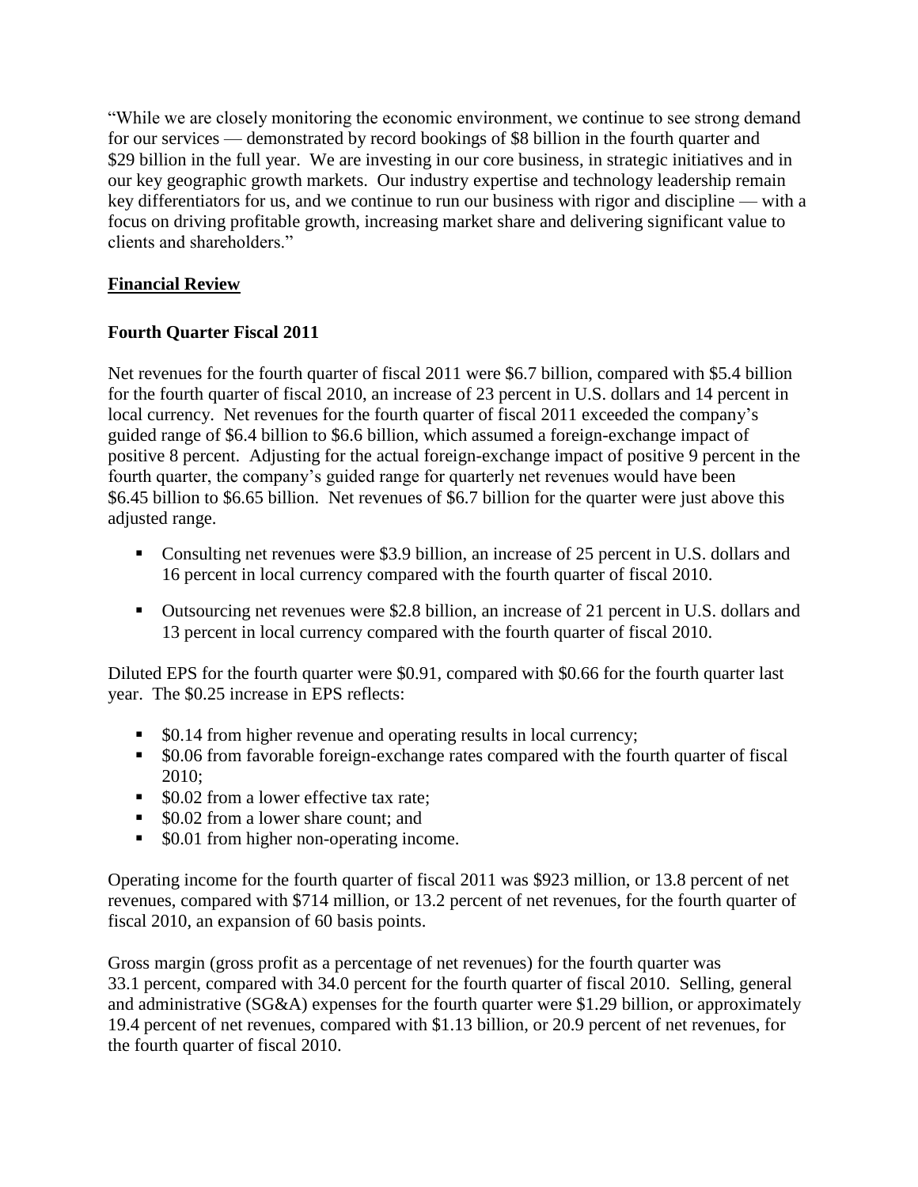"While we are closely monitoring the economic environment, we continue to see strong demand for our services — demonstrated by record bookings of $8 billion in the fourth quarter and $29 billion in the full year. We are investing in our core business, in strategic initiatives and in our key geographic growth markets. Our industry expertise and technology leadership remain key differentiators for us, and we continue to run our business with rigor and discipline — with a focus on driving profitable growth, increasing market share and delivering significant value to clients and shareholders."

## Financial Review

### Fourth Quarter Fiscal 2011

Net revenues for the fourth quarter of fiscal 2011 were $6.7 billion, compared with $5.4 billion for the fourth quarter of fiscal 2010, an increase of 23 percent in U.S. dollars and 14 percent in local currency. Net revenues for the fourth quarter of fiscal 2011 exceeded the company's guided range of $6.4 billion to $6.6 billion, which assumed a foreign-exchange impact of positive 8 percent. Adjusting for the actual foreign-exchange impact of positive 9 percent in the fourth quarter, the company's guided range for quarterly net revenues would have been $6.45 billion to $6.65 billion. Net revenues of $6.7 billion for the quarter were just above this adjusted range.

- Consulting net revenues were $3.9 billion, an increase of 25 percent in U.S. dollars and 16 percent in local currency compared with the fourth quarter of fiscal 2010.
- Outsourcing net revenues were $2.8 billion, an increase of 21 percent in U.S. dollars and 13 percent in local currency compared with the fourth quarter of fiscal 2010.

Diluted EPS for the fourth quarter were $0.91, compared with $0.66 for the fourth quarter last year. The $0.25 increase in EPS reflects:

- $0.14 from higher revenue and operating results in local currency;
- $0.06 from favorable foreign-exchange rates compared with the fourth quarter of fiscal 2010;
- $0.02 from a lower effective tax rate;
- $0.02 from a lower share count; and
- $0.01 from higher non-operating income.

Operating income for the fourth quarter of fiscal 2011 was $923 million, or 13.8 percent of net revenues, compared with $714 million, or 13.2 percent of net revenues, for the fourth quarter of fiscal 2010, an expansion of 60 basis points.

Gross margin (gross profit as a percentage of net revenues) for the fourth quarter was 33.1 percent, compared with 34.0 percent for the fourth quarter of fiscal 2010. Selling, general and administrative (SG&A) expenses for the fourth quarter were $1.29 billion, or approximately 19.4 percent of net revenues, compared with $1.13 billion, or 20.9 percent of net revenues, for the fourth quarter of fiscal 2010.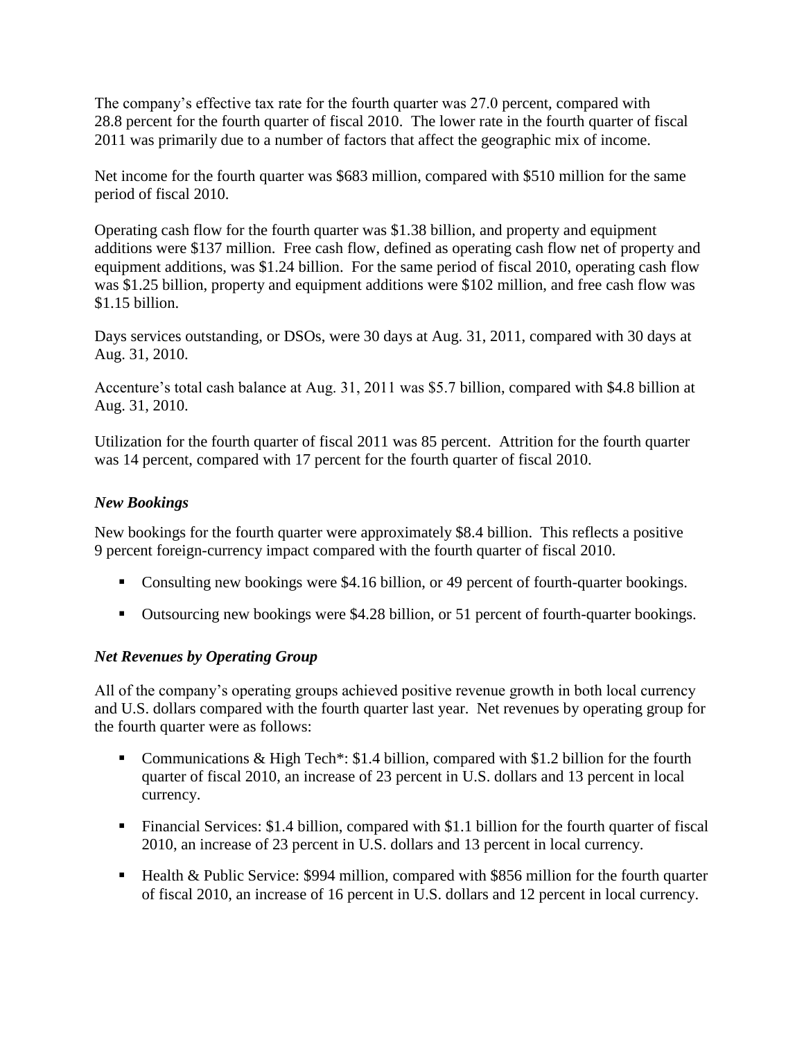The company's effective tax rate for the fourth quarter was 27.0 percent, compared with 28.8 percent for the fourth quarter of fiscal 2010. The lower rate in the fourth quarter of fiscal 2011 was primarily due to a number of factors that affect the geographic mix of income.

Net income for the fourth quarter was $683 million, compared with $510 million for the same period of fiscal 2010.

Operating cash flow for the fourth quarter was $1.38 billion, and property and equipment additions were $137 million. Free cash flow, defined as operating cash flow net of property and equipment additions, was $1.24 billion. For the same period of fiscal 2010, operating cash flow was $1.25 billion, property and equipment additions were $102 million, and free cash flow was $1.15 billion.

Days services outstanding, or DSOs, were 30 days at Aug. 31, 2011, compared with 30 days at Aug. 31, 2010.

Accenture's total cash balance at Aug. 31, 2011 was $5.7 billion, compared with $4.8 billion at Aug. 31, 2010.

Utilization for the fourth quarter of fiscal 2011 was 85 percent. Attrition for the fourth quarter was 14 percent, compared with 17 percent for the fourth quarter of fiscal 2010.

### *New Bookings*

New bookings for the fourth quarter were approximately $8.4 billion. This reflects a positive 9 percent foreign-currency impact compared with the fourth quarter of fiscal 2010.

- Consulting new bookings were $4.16 billion, or 49 percent of fourth-quarter bookings.
- Outsourcing new bookings were $4.28 billion, or 51 percent of fourth-quarter bookings.

### *Net Revenues by Operating Group*

All of the company's operating groups achieved positive revenue growth in both local currency and U.S. dollars compared with the fourth quarter last year. Net revenues by operating group for the fourth quarter were as follows:

- Communications & High Tech*: $1.4 billion, compared with $1.2 billion for the fourth quarter of fiscal 2010, an increase of 23 percent in U.S. dollars and 13 percent in local currency.
- Financial Services: $1.4 billion, compared with $1.1 billion for the fourth quarter of fiscal 2010, an increase of 23 percent in U.S. dollars and 13 percent in local currency.
- Health & Public Service: $994 million, compared with $856 million for the fourth quarter of fiscal 2010, an increase of 16 percent in U.S. dollars and 12 percent in local currency.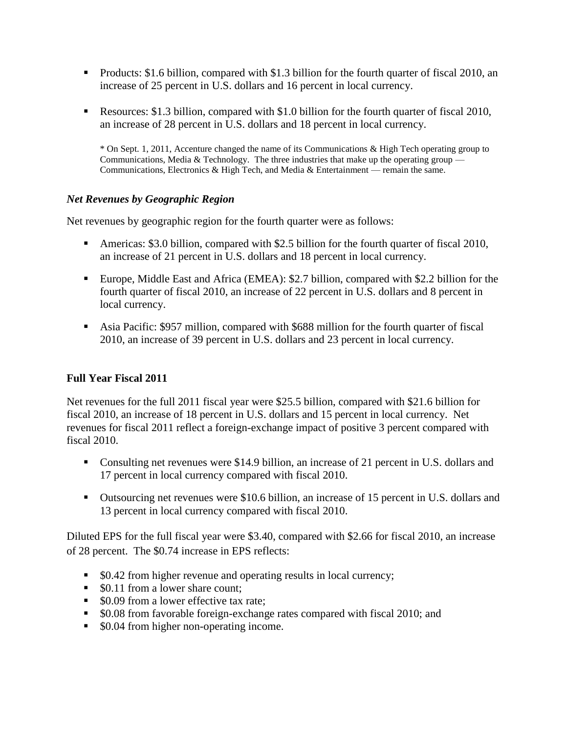- Products: $1.6 billion, compared with $1.3 billion for the fourth quarter of fiscal 2010, an increase of 25 percent in U.S. dollars and 16 percent in local currency.

- Resources: $1.3 billion, compared with $1.0 billion for the fourth quarter of fiscal 2010, an increase of 28 percent in U.S. dollars and 18 percent in local currency.

  * On Sept. 1, 2011, Accenture changed the name of its Communications & High Tech operating group to Communications, Media & Technology. The three industries that make up the operating group — Communications, Electronics & High Tech, and Media & Entertainment — remain the same.

### *Net Revenues by Geographic Region*

Net revenues by geographic region for the fourth quarter were as follows:

- Americas: $3.0 billion, compared with $2.5 billion for the fourth quarter of fiscal 2010, an increase of 21 percent in U.S. dollars and 18 percent in local currency.

- Europe, Middle East and Africa (EMEA): $2.7 billion, compared with $2.2 billion for the fourth quarter of fiscal 2010, an increase of 22 percent in U.S. dollars and 8 percent in local currency.

- Asia Pacific: $957 million, compared with $688 million for the fourth quarter of fiscal 2010, an increase of 39 percent in U.S. dollars and 23 percent in local currency.

## **Full Year Fiscal 2011**

Net revenues for the full 2011 fiscal year were $25.5 billion, compared with $21.6 billion for fiscal 2010, an increase of 18 percent in U.S. dollars and 15 percent in local currency. Net revenues for fiscal 2011 reflect a foreign-exchange impact of positive 3 percent compared with fiscal 2010.

- Consulting net revenues were $14.9 billion, an increase of 21 percent in U.S. dollars and 17 percent in local currency compared with fiscal 2010.

- Outsourcing net revenues were $10.6 billion, an increase of 15 percent in U.S. dollars and 13 percent in local currency compared with fiscal 2010.

Diluted EPS for the full fiscal year were $3.40, compared with $2.66 for fiscal 2010, an increase of 28 percent. The $0.74 increase in EPS reflects:

- $0.42 from higher revenue and operating results in local currency;
- $0.11 from a lower share count;
- $0.09 from a lower effective tax rate;
- $0.08 from favorable foreign-exchange rates compared with fiscal 2010; and
- $0.04 from higher non-operating income.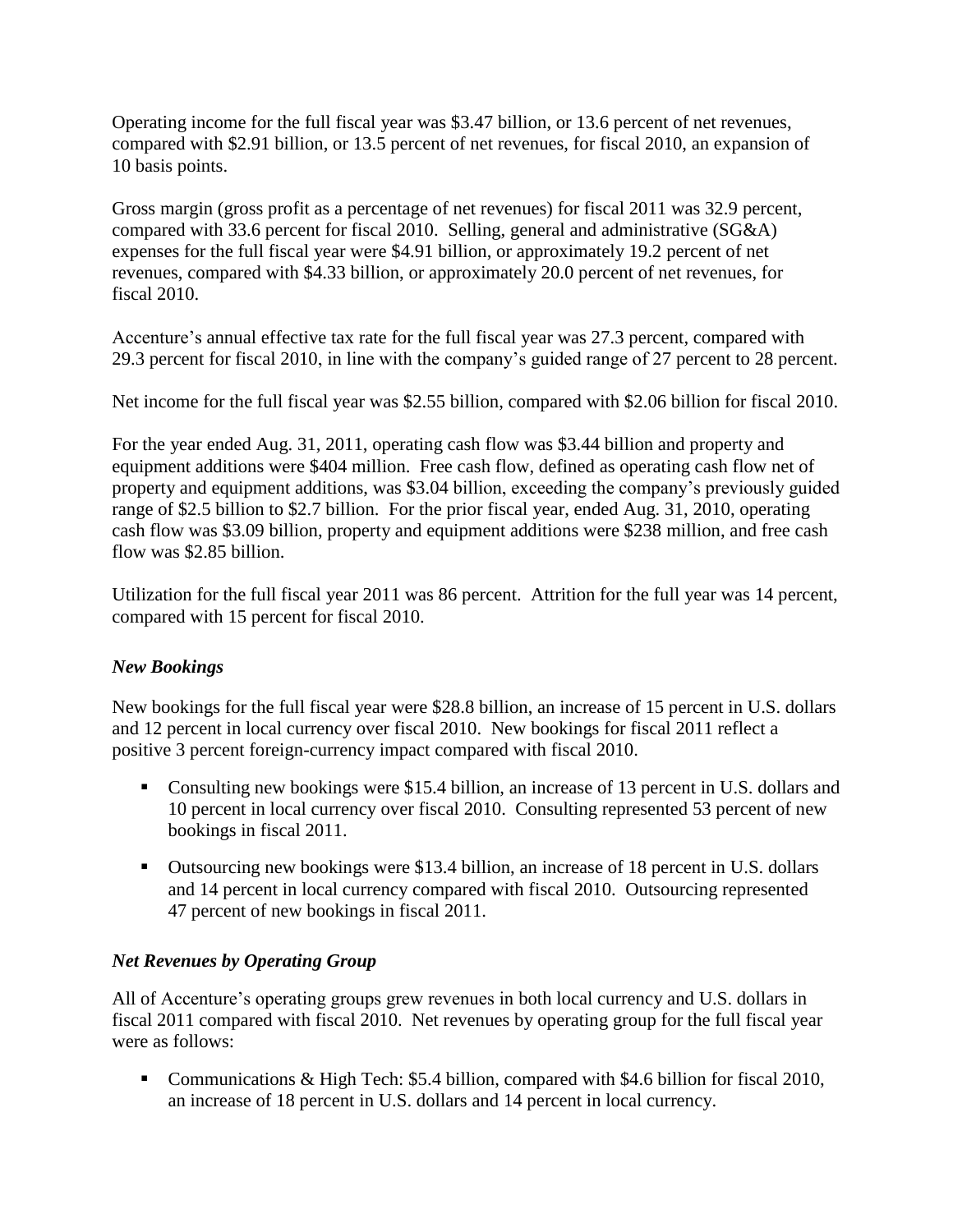Operating income for the full fiscal year was $3.47 billion, or 13.6 percent of net revenues, compared with $2.91 billion, or 13.5 percent of net revenues, for fiscal 2010, an expansion of 10 basis points.

Gross margin (gross profit as a percentage of net revenues) for fiscal 2011 was 32.9 percent, compared with 33.6 percent for fiscal 2010. Selling, general and administrative (SG&A) expenses for the full fiscal year were $4.91 billion, or approximately 19.2 percent of net revenues, compared with $4.33 billion, or approximately 20.0 percent of net revenues, for fiscal 2010.

Accenture's annual effective tax rate for the full fiscal year was 27.3 percent, compared with 29.3 percent for fiscal 2010, in line with the company's guided range of 27 percent to 28 percent.

Net income for the full fiscal year was $2.55 billion, compared with $2.06 billion for fiscal 2010.

For the year ended Aug. 31, 2011, operating cash flow was $3.44 billion and property and equipment additions were $404 million. Free cash flow, defined as operating cash flow net of property and equipment additions, was $3.04 billion, exceeding the company's previously guided range of $2.5 billion to $2.7 billion. For the prior fiscal year, ended Aug. 31, 2010, operating cash flow was $3.09 billion, property and equipment additions were $238 million, and free cash flow was $2.85 billion.

Utilization for the full fiscal year 2011 was 86 percent. Attrition for the full year was 14 percent, compared with 15 percent for fiscal 2010.

### *New Bookings*

New bookings for the full fiscal year were $28.8 billion, an increase of 15 percent in U.S. dollars and 12 percent in local currency over fiscal 2010. New bookings for fiscal 2011 reflect a positive 3 percent foreign-currency impact compared with fiscal 2010.

- Consulting new bookings were $15.4 billion, an increase of 13 percent in U.S. dollars and 10 percent in local currency over fiscal 2010. Consulting represented 53 percent of new bookings in fiscal 2011.
- Outsourcing new bookings were $13.4 billion, an increase of 18 percent in U.S. dollars and 14 percent in local currency compared with fiscal 2010. Outsourcing represented 47 percent of new bookings in fiscal 2011.

### *Net Revenues by Operating Group*

All of Accenture's operating groups grew revenues in both local currency and U.S. dollars in fiscal 2011 compared with fiscal 2010. Net revenues by operating group for the full fiscal year were as follows:

- Communications & High Tech: $5.4 billion, compared with $4.6 billion for fiscal 2010, an increase of 18 percent in U.S. dollars and 14 percent in local currency.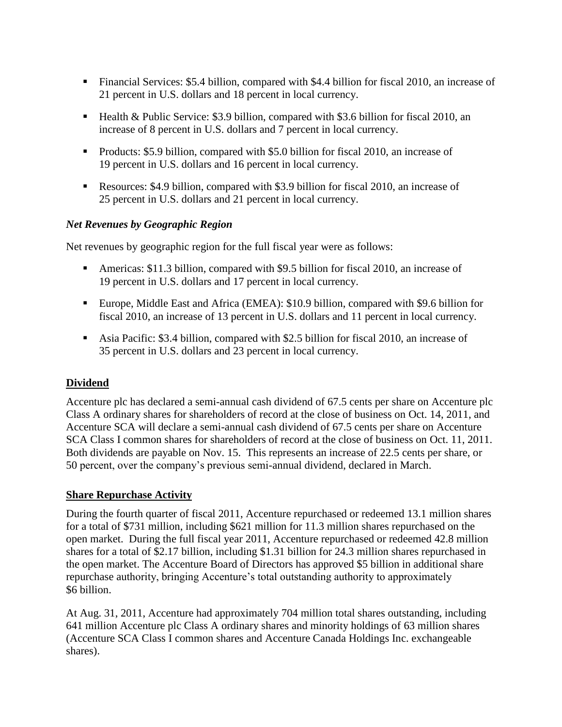- Financial Services: $5.4 billion, compared with $4.4 billion for fiscal 2010, an increase of 21 percent in U.S. dollars and 18 percent in local currency.
- Health & Public Service: $3.9 billion, compared with $3.6 billion for fiscal 2010, an increase of 8 percent in U.S. dollars and 7 percent in local currency.
- Products: $5.9 billion, compared with $5.0 billion for fiscal 2010, an increase of 19 percent in U.S. dollars and 16 percent in local currency.
- Resources: $4.9 billion, compared with $3.9 billion for fiscal 2010, an increase of 25 percent in U.S. dollars and 21 percent in local currency.

### *Net Revenues by Geographic Region*

Net revenues by geographic region for the full fiscal year were as follows:

- Americas: $11.3 billion, compared with $9.5 billion for fiscal 2010, an increase of 19 percent in U.S. dollars and 17 percent in local currency.
- Europe, Middle East and Africa (EMEA): $10.9 billion, compared with $9.6 billion for fiscal 2010, an increase of 13 percent in U.S. dollars and 11 percent in local currency.
- Asia Pacific: $3.4 billion, compared with $2.5 billion for fiscal 2010, an increase of 35 percent in U.S. dollars and 23 percent in local currency.

## Dividend

Accenture plc has declared a semi-annual cash dividend of 67.5 cents per share on Accenture plc Class A ordinary shares for shareholders of record at the close of business on Oct. 14, 2011, and Accenture SCA will declare a semi-annual cash dividend of 67.5 cents per share on Accenture SCA Class I common shares for shareholders of record at the close of business on Oct. 11, 2011. Both dividends are payable on Nov. 15. This represents an increase of 22.5 cents per share, or 50 percent, over the company's previous semi-annual dividend, declared in March.

## Share Repurchase Activity

During the fourth quarter of fiscal 2011, Accenture repurchased or redeemed 13.1 million shares for a total of $731 million, including $621 million for 11.3 million shares repurchased on the open market. During the full fiscal year 2011, Accenture repurchased or redeemed 42.8 million shares for a total of $2.17 billion, including $1.31 billion for 24.3 million shares repurchased in the open market. The Accenture Board of Directors has approved $5 billion in additional share repurchase authority, bringing Accenture's total outstanding authority to approximately $6 billion.

At Aug. 31, 2011, Accenture had approximately 704 million total shares outstanding, including 641 million Accenture plc Class A ordinary shares and minority holdings of 63 million shares (Accenture SCA Class I common shares and Accenture Canada Holdings Inc. exchangeable shares).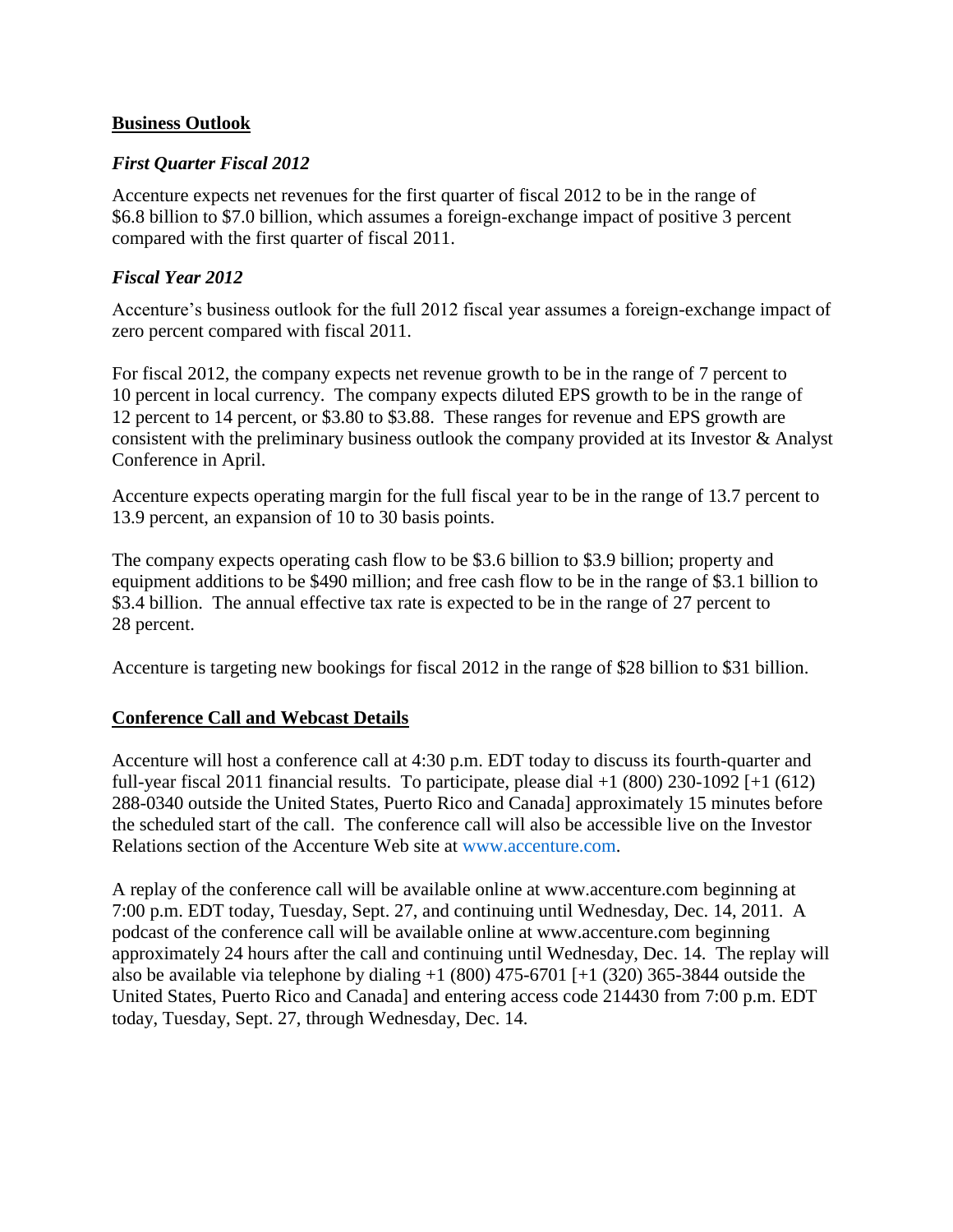## **Business Outlook**

### *First Quarter Fiscal 2012*

Accenture expects net revenues for the first quarter of fiscal 2012 to be in the range of $6.8 billion to $7.0 billion, which assumes a foreign-exchange impact of positive 3 percent compared with the first quarter of fiscal 2011.

### *Fiscal Year 2012*

Accenture's business outlook for the full 2012 fiscal year assumes a foreign-exchange impact of zero percent compared with fiscal 2011.

For fiscal 2012, the company expects net revenue growth to be in the range of 7 percent to 10 percent in local currency. The company expects diluted EPS growth to be in the range of 12 percent to 14 percent, or $3.80 to $3.88. These ranges for revenue and EPS growth are consistent with the preliminary business outlook the company provided at its Investor & Analyst Conference in April.

Accenture expects operating margin for the full fiscal year to be in the range of 13.7 percent to 13.9 percent, an expansion of 10 to 30 basis points.

The company expects operating cash flow to be $3.6 billion to $3.9 billion; property and equipment additions to be $490 million; and free cash flow to be in the range of $3.1 billion to $3.4 billion. The annual effective tax rate is expected to be in the range of 27 percent to 28 percent.

Accenture is targeting new bookings for fiscal 2012 in the range of $28 billion to $31 billion.

## **Conference Call and Webcast Details**

Accenture will host a conference call at 4:30 p.m. EDT today to discuss its fourth-quarter and full-year fiscal 2011 financial results. To participate, please dial +1 (800) 230-1092 [+1 (612) 288-0340 outside the United States, Puerto Rico and Canada] approximately 15 minutes before the scheduled start of the call. The conference call will also be accessible live on the Investor Relations section of the Accenture Web site at www.accenture.com.

A replay of the conference call will be available online at www.accenture.com beginning at 7:00 p.m. EDT today, Tuesday, Sept. 27, and continuing until Wednesday, Dec. 14, 2011. A podcast of the conference call will be available online at www.accenture.com beginning approximately 24 hours after the call and continuing until Wednesday, Dec. 14. The replay will also be available via telephone by dialing +1 (800) 475-6701 [+1 (320) 365-3844 outside the United States, Puerto Rico and Canada] and entering access code 214430 from 7:00 p.m. EDT today, Tuesday, Sept. 27, through Wednesday, Dec. 14.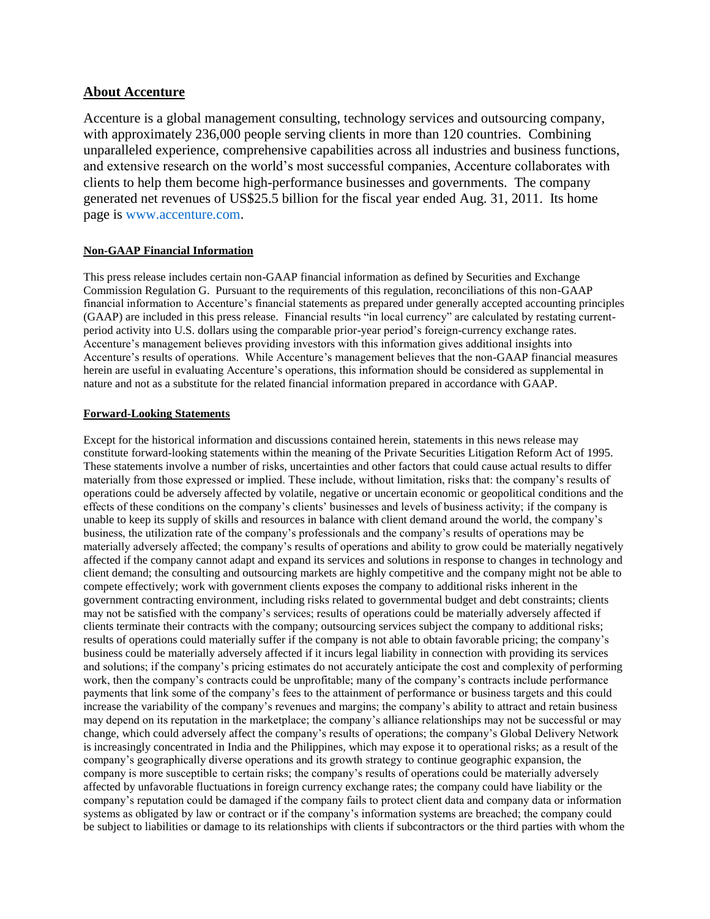## About Accenture

Accenture is a global management consulting, technology services and outsourcing company, with approximately 236,000 people serving clients in more than 120 countries. Combining unparalleled experience, comprehensive capabilities across all industries and business functions, and extensive research on the world's most successful companies, Accenture collaborates with clients to help them become high-performance businesses and governments. The company generated net revenues of US$25.5 billion for the fiscal year ended Aug. 31, 2011. Its home page is www.accenture.com.

### Non-GAAP Financial Information

This press release includes certain non-GAAP financial information as defined by Securities and Exchange Commission Regulation G. Pursuant to the requirements of this regulation, reconciliations of this non-GAAP financial information to Accenture's financial statements as prepared under generally accepted accounting principles (GAAP) are included in this press release. Financial results "in local currency" are calculated by restating current-period activity into U.S. dollars using the comparable prior-year period's foreign-currency exchange rates. Accenture's management believes providing investors with this information gives additional insights into Accenture's results of operations. While Accenture's management believes that the non-GAAP financial measures herein are useful in evaluating Accenture's operations, this information should be considered as supplemental in nature and not as a substitute for the related financial information prepared in accordance with GAAP.

### Forward-Looking Statements

Except for the historical information and discussions contained herein, statements in this news release may constitute forward-looking statements within the meaning of the Private Securities Litigation Reform Act of 1995. These statements involve a number of risks, uncertainties and other factors that could cause actual results to differ materially from those expressed or implied. These include, without limitation, risks that: the company's results of operations could be adversely affected by volatile, negative or uncertain economic or geopolitical conditions and the effects of these conditions on the company's clients' businesses and levels of business activity; if the company is unable to keep its supply of skills and resources in balance with client demand around the world, the company's business, the utilization rate of the company's professionals and the company's results of operations may be materially adversely affected; the company's results of operations and ability to grow could be materially negatively affected if the company cannot adapt and expand its services and solutions in response to changes in technology and client demand; the consulting and outsourcing markets are highly competitive and the company might not be able to compete effectively; work with government clients exposes the company to additional risks inherent in the government contracting environment, including risks related to governmental budget and debt constraints; clients may not be satisfied with the company's services; results of operations could be materially adversely affected if clients terminate their contracts with the company; outsourcing services subject the company to additional risks; results of operations could materially suffer if the company is not able to obtain favorable pricing; the company's business could be materially adversely affected if it incurs legal liability in connection with providing its services and solutions; if the company's pricing estimates do not accurately anticipate the cost and complexity of performing work, then the company's contracts could be unprofitable; many of the company's contracts include performance payments that link some of the company's fees to the attainment of performance or business targets and this could increase the variability of the company's revenues and margins; the company's ability to attract and retain business may depend on its reputation in the marketplace; the company's alliance relationships may not be successful or may change, which could adversely affect the company's results of operations; the company's Global Delivery Network is increasingly concentrated in India and the Philippines, which may expose it to operational risks; as a result of the company's geographically diverse operations and its growth strategy to continue geographic expansion, the company is more susceptible to certain risks; the company's results of operations could be materially adversely affected by unfavorable fluctuations in foreign currency exchange rates; the company could have liability or the company's reputation could be damaged if the company fails to protect client data and company data or information systems as obligated by law or contract or if the company's information systems are breached; the company could be subject to liabilities or damage to its relationships with clients if subcontractors or the third parties with whom the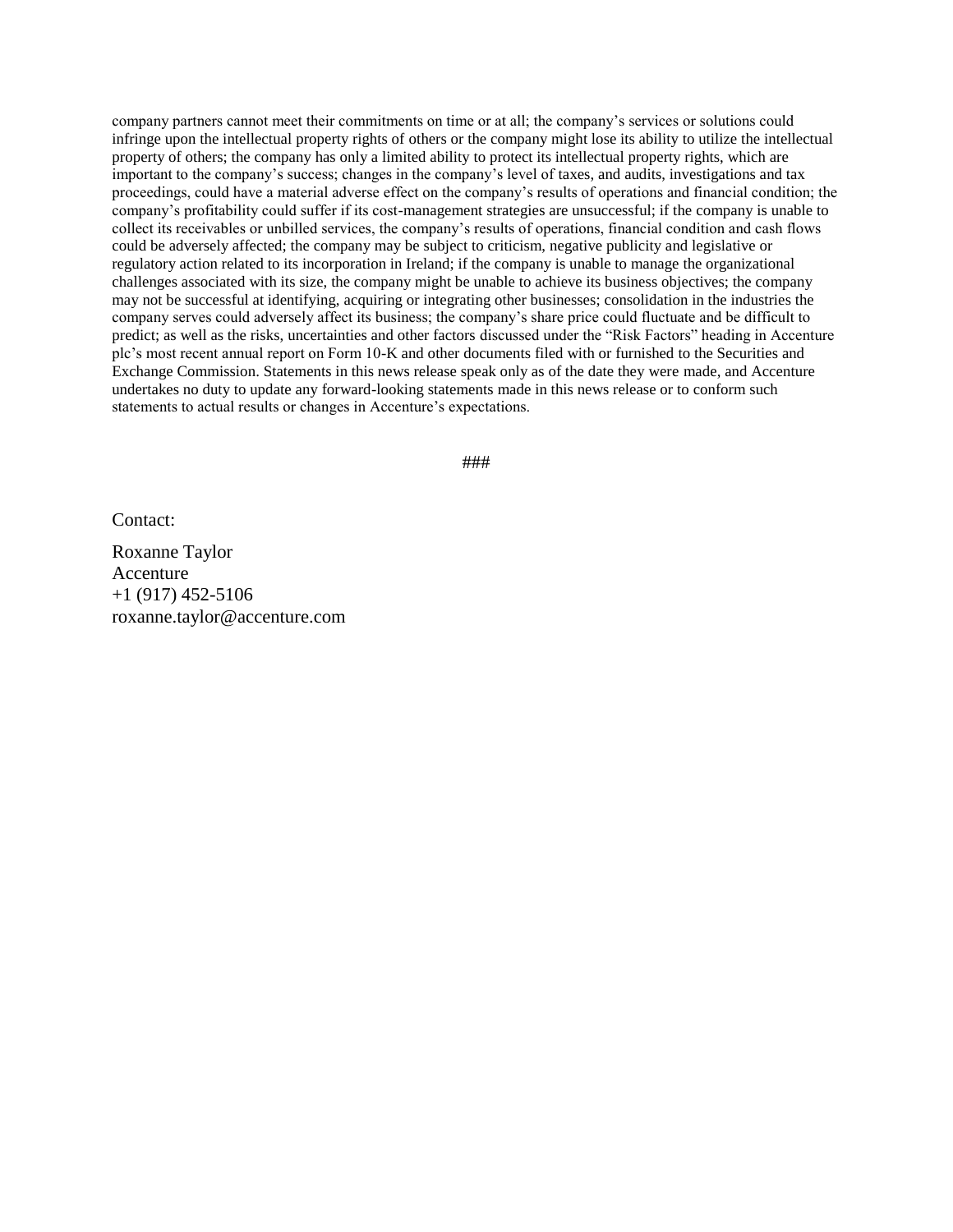company partners cannot meet their commitments on time or at all; the company's services or solutions could infringe upon the intellectual property rights of others or the company might lose its ability to utilize the intellectual property of others; the company has only a limited ability to protect its intellectual property rights, which are important to the company's success; changes in the company's level of taxes, and audits, investigations and tax proceedings, could have a material adverse effect on the company's results of operations and financial condition; the company's profitability could suffer if its cost-management strategies are unsuccessful; if the company is unable to collect its receivables or unbilled services, the company's results of operations, financial condition and cash flows could be adversely affected; the company may be subject to criticism, negative publicity and legislative or regulatory action related to its incorporation in Ireland; if the company is unable to manage the organizational challenges associated with its size, the company might be unable to achieve its business objectives; the company may not be successful at identifying, acquiring or integrating other businesses; consolidation in the industries the company serves could adversely affect its business; the company's share price could fluctuate and be difficult to predict; as well as the risks, uncertainties and other factors discussed under the "Risk Factors" heading in Accenture plc's most recent annual report on Form 10-K and other documents filed with or furnished to the Securities and Exchange Commission. Statements in this news release speak only as of the date they were made, and Accenture undertakes no duty to update any forward-looking statements made in this news release or to conform such statements to actual results or changes in Accenture's expectations.

###

Contact:

Roxanne Taylor
Accenture
+1 (917) 452-5106
roxanne.taylor@accenture.com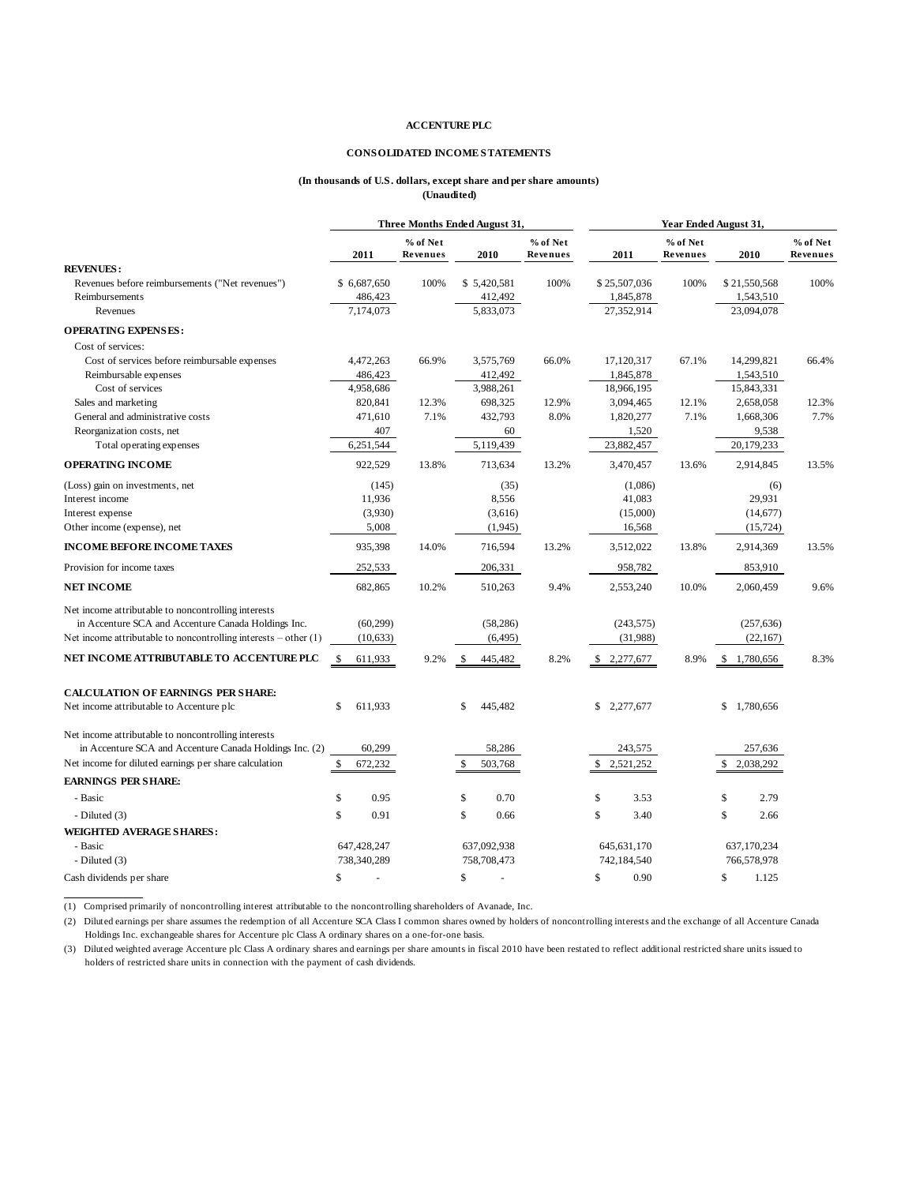**ACCENTURE PLC**

**CONSOLIDATED INCOME STATEMENTS**

**(In thousands of U.S. dollars, except share and per share amounts)**
**(Unaudited)**

| | Three Months Ended August 31, | | | | Year Ended August 31, | | | |
|---|---|---|---|---|---|---|---|---|
| | 2011 | % of Net Revenues | 2010 | % of Net Revenues | 2011 | % of Net Revenues | 2010 | % of Net Revenues |
| **REVENUES:** | | | | | | | | |
| Revenues before reimbursements ("Net revenues") | $ 6,687,650 | 100% | $ 5,420,581 | 100% | $ 25,507,036 | 100% | $ 21,550,568 | 100% |
| Reimbursements | 486,423 | | 412,492 | | 1,845,878 | | 1,543,510 | |
| Revenues | 7,174,073 | | 5,833,073 | | 27,352,914 | | 23,094,078 | |
| **OPERATING EXPENSES:** | | | | | | | | |
| Cost of services: | | | | | | | | |
| Cost of services before reimbursable expenses | 4,472,263 | 66.9% | 3,575,769 | 66.0% | 17,120,317 | 67.1% | 14,299,821 | 66.4% |
| Reimbursable expenses | 486,423 | | 412,492 | | 1,845,878 | | 1,543,510 | |
| Cost of services | 4,958,686 | | 3,988,261 | | 18,966,195 | | 15,843,331 | |
| Sales and marketing | 820,841 | 12.3% | 698,325 | 12.9% | 3,094,465 | 12.1% | 2,658,058 | 12.3% |
| General and administrative costs | 471,610 | 7.1% | 432,793 | 8.0% | 1,820,277 | 7.1% | 1,668,306 | 7.7% |
| Reorganization costs, net | 407 | | 60 | | 1,520 | | 9,538 | |
| Total operating expenses | 6,251,544 | | 5,119,439 | | 23,882,457 | | 20,179,233 | |
| **OPERATING INCOME** | 922,529 | 13.8% | 713,634 | 13.2% | 3,470,457 | 13.6% | 2,914,845 | 13.5% |
| (Loss) gain on investments, net | (145) | | (35) | | (1,086) | | (6) | |
| Interest income | 11,936 | | 8,556 | | 41,083 | | 29,931 | |
| Interest expense | (3,930) | | (3,616) | | (15,000) | | (14,677) | |
| Other income (expense), net | 5,008 | | (1,945) | | 16,568 | | (15,724) | |
| **INCOME BEFORE INCOME TAXES** | 935,398 | 14.0% | 716,594 | 13.2% | 3,512,022 | 13.8% | 2,914,369 | 13.5% |
| Provision for income taxes | 252,533 | | 206,331 | | 958,782 | | 853,910 | |
| **NET INCOME** | 682,865 | 10.2% | 510,263 | 9.4% | 2,553,240 | 10.0% | 2,060,459 | 9.6% |
| Net income attributable to noncontrolling interests in Accenture SCA and Accenture Canada Holdings Inc. | (60,299) | | (58,286) | | (243,575) | | (257,636) | |
| Net income attributable to noncontrolling interests – other (1) | (10,633) | | (6,495) | | (31,988) | | (22,167) | |
| **NET INCOME ATTRIBUTABLE TO ACCENTURE PLC** | $ 611,933 | 9.2% | $ 445,482 | 8.2% | $ 2,277,677 | 8.9% | $ 1,780,656 | 8.3% |
| **CALCULATION OF EARNINGS PER SHARE:** | | | | | | | | |
| Net income attributable to Accenture plc | $ 611,933 | | $ 445,482 | | $ 2,277,677 | | $ 1,780,656 | |
| Net income attributable to noncontrolling interests in Accenture SCA and Accenture Canada Holdings Inc. (2) | 60,299 | | 58,286 | | 243,575 | | 257,636 | |
| Net income for diluted earnings per share calculation | $ 672,232 | | $ 503,768 | | $ 2,521,252 | | $ 2,038,292 | |
| **EARNINGS PER SHARE:** | | | | | | | | |
| - Basic | $ 0.95 | | $ 0.70 | | $ 3.53 | | $ 2.79 | |
| - Diluted (3) | $ 0.91 | | $ 0.66 | | $ 3.40 | | $ 2.66 | |
| **WEIGHTED AVERAGE SHARES:** | | | | | | | | |
| - Basic | 647,428,247 | | 637,092,938 | | 645,631,170 | | 637,170,234 | |
| - Diluted (3) | 738,340,289 | | 758,708,473 | | 742,184,540 | | 766,578,978 | |
| Cash dividends per share | $ - | | $ - | | $ 0.90 | | $ 1.125 | |

(1) Comprised primarily of noncontrolling interest attributable to the noncontrolling shareholders of Avanade, Inc.

(2) Diluted earnings per share assumes the redemption of all Accenture SCA Class I common shares owned by holders of noncontrolling interests and the exchange of all Accenture Canada Holdings Inc. exchangeable shares for Accenture plc Class A ordinary shares on a one-for-one basis.

(3) Diluted weighted average Accenture plc Class A ordinary shares and earnings per share amounts in fiscal 2010 have been restated to reflect additional restricted share units issued to holders of restricted share units in connection with the payment of cash dividends.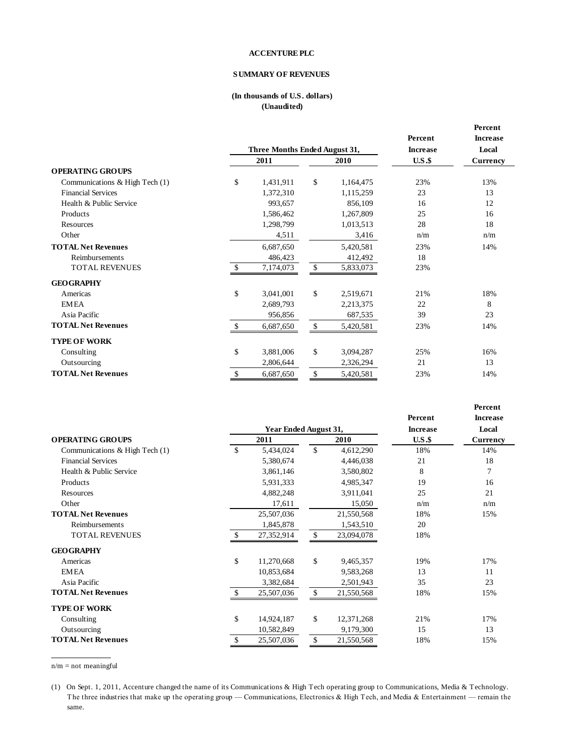**ACCENTURE PLC**

**SUMMARY OF REVENUES**

**(In thousands of U.S. dollars)**
**(Unaudited)**

| | Three Months Ended August 31, | | Percent Increase U.S.$ | Percent Increase Local Currency |
|---|---|---|---|---|
| | 2011 | 2010 | | |
| **OPERATING GROUPS** | | | | |
| Communications & High Tech (1) | $ 1,431,911 | $ 1,164,475 | 23% | 13% |
| Financial Services | 1,372,310 | 1,115,259 | 23 | 13 |
| Health & Public Service | 993,657 | 856,109 | 16 | 12 |
| Products | 1,586,462 | 1,267,809 | 25 | 16 |
| Resources | 1,298,799 | 1,013,513 | 28 | 18 |
| Other | 4,511 | 3,416 | n/m | n/m |
| **TOTAL Net Revenues** | 6,687,650 | 5,420,581 | 23% | 14% |
| Reimbursements | 486,423 | 412,492 | 18 | |
| TOTAL REVENUES | $ 7,174,073 | $ 5,833,073 | 23% | |
| **GEOGRAPHY** | | | | |
| Americas | $ 3,041,001 | $ 2,519,671 | 21% | 18% |
| EMEA | 2,689,793 | 2,213,375 | 22 | 8 |
| Asia Pacific | 956,856 | 687,535 | 39 | 23 |
| **TOTAL Net Revenues** | $ 6,687,650 | $ 5,420,581 | 23% | 14% |
| **TYPE OF WORK** | | | | |
| Consulting | $ 3,881,006 | $ 3,094,287 | 25% | 16% |
| Outsourcing | 2,806,644 | 2,326,294 | 21 | 13 |
| **TOTAL Net Revenues** | $ 6,687,650 | $ 5,420,581 | 23% | 14% |

| | Year Ended August 31, | | Percent Increase U.S.$ | Percent Increase Local Currency |
|---|---|---|---|---|
| **OPERATING GROUPS** | 2011 | 2010 | | |
| Communications & High Tech (1) | $ 5,434,024 | $ 4,612,290 | 18% | 14% |
| Financial Services | 5,380,674 | 4,446,038 | 21 | 18 |
| Health & Public Service | 3,861,146 | 3,580,802 | 8 | 7 |
| Products | 5,931,333 | 4,985,347 | 19 | 16 |
| Resources | 4,882,248 | 3,911,041 | 25 | 21 |
| Other | 17,611 | 15,050 | n/m | n/m |
| **TOTAL Net Revenues** | 25,507,036 | 21,550,568 | 18% | 15% |
| Reimbursements | 1,845,878 | 1,543,510 | 20 | |
| TOTAL REVENUES | $ 27,352,914 | $ 23,094,078 | 18% | |
| **GEOGRAPHY** | | | | |
| Americas | $ 11,270,668 | $ 9,465,357 | 19% | 17% |
| EMEA | 10,853,684 | 9,583,268 | 13 | 11 |
| Asia Pacific | 3,382,684 | 2,501,943 | 35 | 23 |
| **TOTAL Net Revenues** | $ 25,507,036 | $ 21,550,568 | 18% | 15% |
| **TYPE OF WORK** | | | | |
| Consulting | $ 14,924,187 | $ 12,371,268 | 21% | 17% |
| Outsourcing | 10,582,849 | 9,179,300 | 15 | 13 |
| **TOTAL Net Revenues** | $ 25,507,036 | $ 21,550,568 | 18% | 15% |

n/m = not meaningful

(1) On Sept. 1, 2011, Accenture changed the name of its Communications & High Tech operating group to Communications, Media & Technology. The three industries that make up the operating group — Communications, Electronics & High Tech, and Media & Entertainment — remain the same.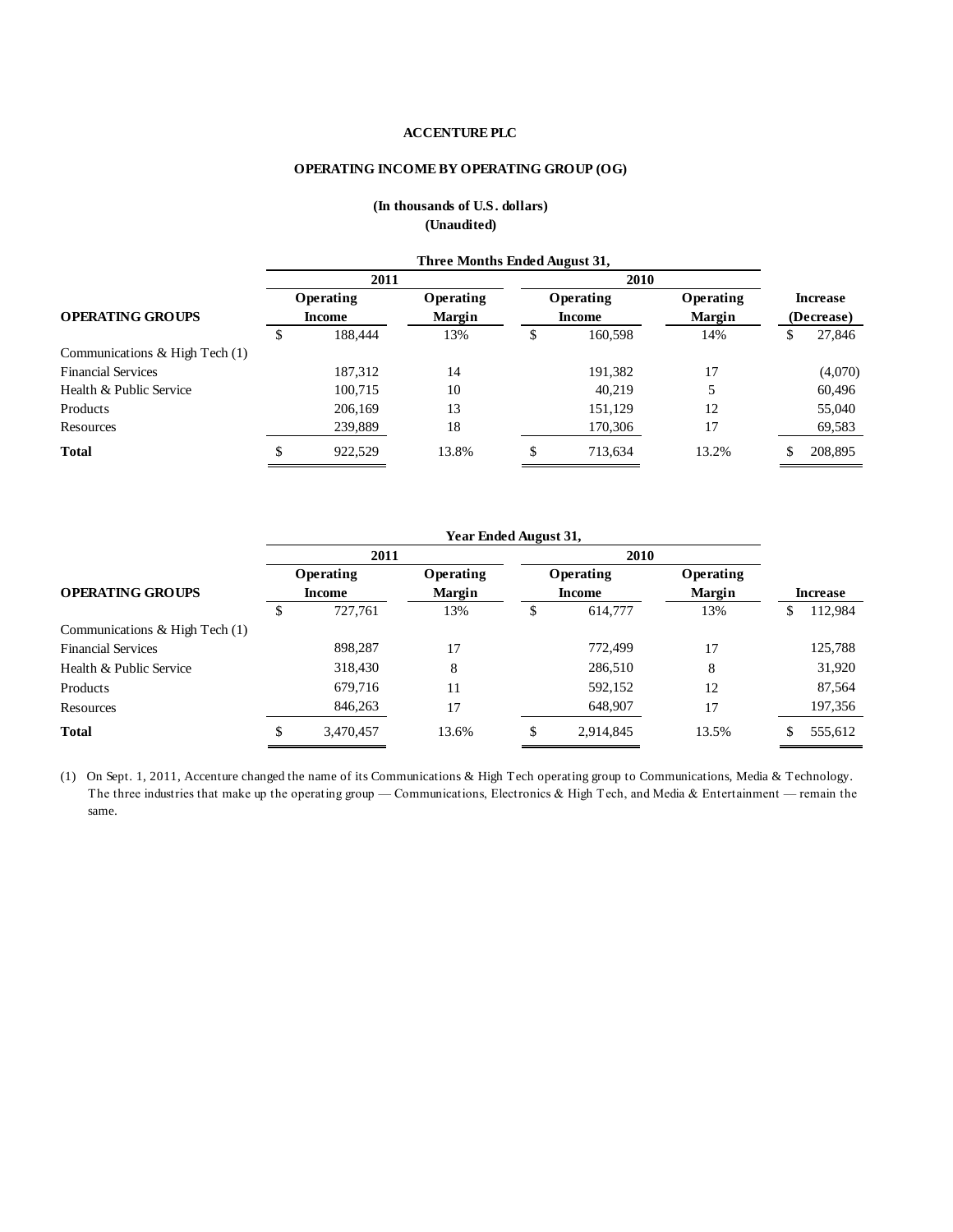**ACCENTURE PLC**

**OPERATING INCOME BY OPERATING GROUP (OG)**

**(In thousands of U.S. dollars)**
**(Unaudited)**

| | Three Months Ended August 31, | | | | |
|---|---|---|---|---|---|
| | 2011 | | 2010 | | |
| **OPERATING GROUPS** | Operating Income | Operating Margin | Operating Income | Operating Margin | Increase (Decrease) |
| Communications & High Tech (1) | $ 188,444 | 13% | $ 160,598 | 14% | $ 27,846 |
| Financial Services | 187,312 | 14 | 191,382 | 17 | (4,070) |
| Health & Public Service | 100,715 | 10 | 40,219 | 5 | 60,496 |
| Products | 206,169 | 13 | 151,129 | 12 | 55,040 |
| Resources | 239,889 | 18 | 170,306 | 17 | 69,583 |
| **Total** | $ 922,529 | 13.8% | $ 713,634 | 13.2% | $ 208,895 |

| | Year Ended August 31, | | | | |
|---|---|---|---|---|---|
| | 2011 | | 2010 | | |
| **OPERATING GROUPS** | Operating Income | Operating Margin | Operating Income | Operating Margin | Increase |
| Communications & High Tech (1) | $ 727,761 | 13% | $ 614,777 | 13% | $ 112,984 |
| Financial Services | 898,287 | 17 | 772,499 | 17 | 125,788 |
| Health & Public Service | 318,430 | 8 | 286,510 | 8 | 31,920 |
| Products | 679,716 | 11 | 592,152 | 12 | 87,564 |
| Resources | 846,263 | 17 | 648,907 | 17 | 197,356 |
| **Total** | $ 3,470,457 | 13.6% | $ 2,914,845 | 13.5% | $ 555,612 |

(1) On Sept. 1, 2011, Accenture changed the name of its Communications & High Tech operating group to Communications, Media & Technology. The three industries that make up the operating group — Communications, Electronics & High Tech, and Media & Entertainment — remain the same.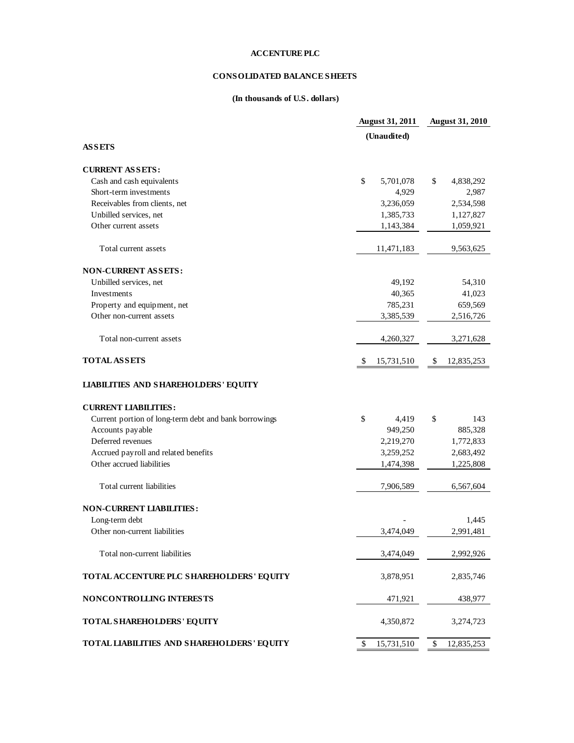**ACCENTURE PLC**

**CONSOLIDATED BALANCE SHEETS**

**(In thousands of U.S. dollars)**

| | August 31, 2011 | August 31, 2010 |
|---|---|---|
| | (Unaudited) | |
| **ASSETS** | | |
| **CURRENT ASSETS:** | | |
| Cash and cash equivalents | $ 5,701,078 | $ 4,838,292 |
| Short-term investments | 4,929 | 2,987 |
| Receivables from clients, net | 3,236,059 | 2,534,598 |
| Unbilled services, net | 1,385,733 | 1,127,827 |
| Other current assets | 1,143,384 | 1,059,921 |
| Total current assets | 11,471,183 | 9,563,625 |
| **NON-CURRENT ASSETS:** | | |
| Unbilled services, net | 49,192 | 54,310 |
| Investments | 40,365 | 41,023 |
| Property and equipment, net | 785,231 | 659,569 |
| Other non-current assets | 3,385,539 | 2,516,726 |
| Total non-current assets | 4,260,327 | 3,271,628 |
| **TOTAL ASSETS** | $ 15,731,510 | $ 12,835,253 |
| **LIABILITIES AND SHAREHOLDERS' EQUITY** | | |
| **CURRENT LIABILITIES:** | | |
| Current portion of long-term debt and bank borrowings | $ 4,419 | $ 143 |
| Accounts payable | 949,250 | 885,328 |
| Deferred revenues | 2,219,270 | 1,772,833 |
| Accrued payroll and related benefits | 3,259,252 | 2,683,492 |
| Other accrued liabilities | 1,474,398 | 1,225,808 |
| Total current liabilities | 7,906,589 | 6,567,604 |
| **NON-CURRENT LIABILITIES:** | | |
| Long-term debt | - | 1,445 |
| Other non-current liabilities | 3,474,049 | 2,991,481 |
| Total non-current liabilities | 3,474,049 | 2,992,926 |
| **TOTAL ACCENTURE PLC SHAREHOLDERS' EQUITY** | 3,878,951 | 2,835,746 |
| **NONCONTROLLING INTERESTS** | 471,921 | 438,977 |
| **TOTAL SHAREHOLDERS' EQUITY** | 4,350,872 | 3,274,723 |
| **TOTAL LIABILITIES AND SHAREHOLDERS' EQUITY** | $ 15,731,510 | $ 12,835,253 |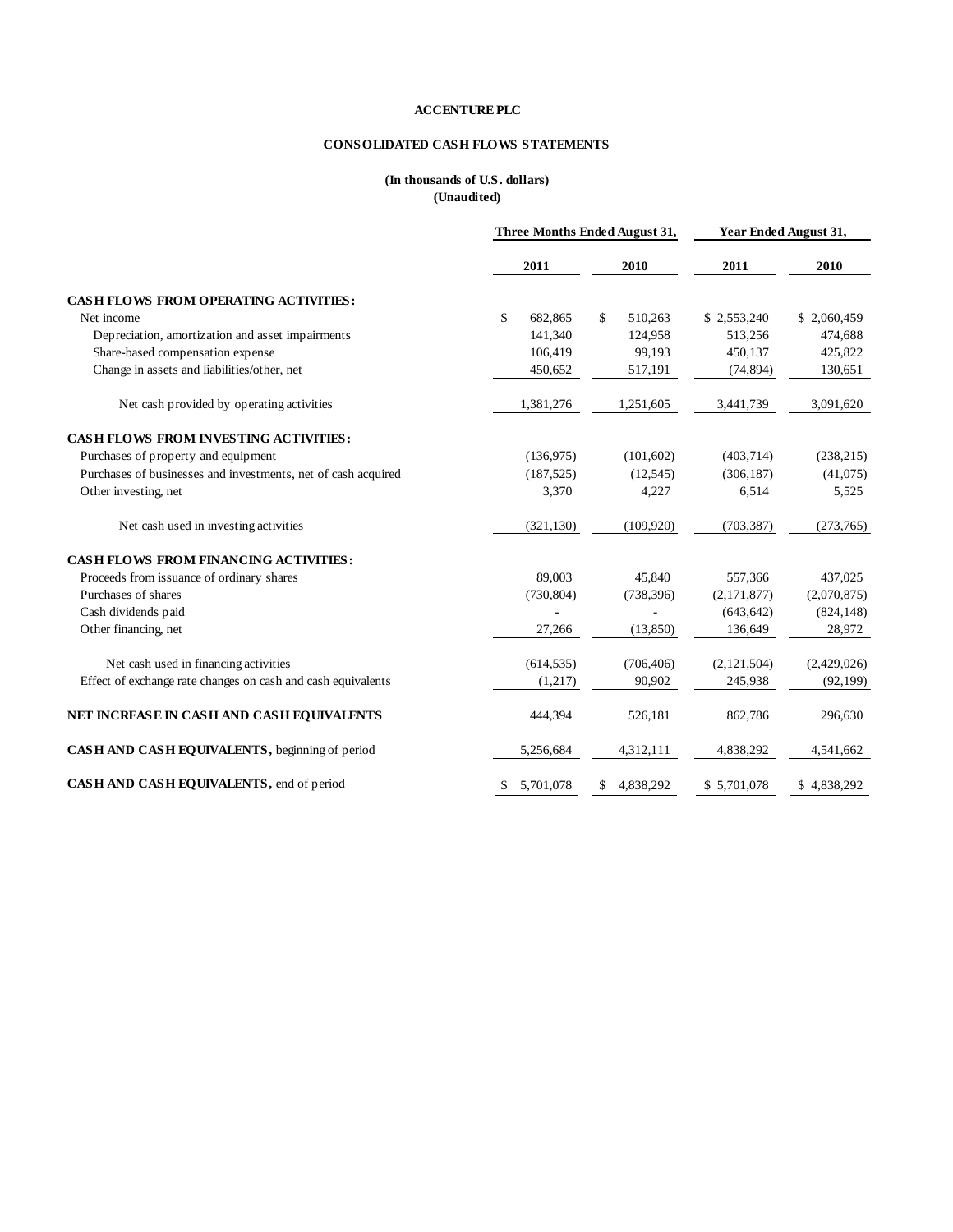**ACCENTURE PLC**

**CONSOLIDATED CASH FLOWS STATEMENTS**

**(In thousands of U.S. dollars)**
**(Unaudited)**

| | Three Months Ended August 31, | | Year Ended August 31, | |
|---|---|---|---|---|
| | 2011 | 2010 | 2011 | 2010 |
| **CASH FLOWS FROM OPERATING ACTIVITIES:** | | | | |
| Net income | $ 682,865 | $ 510,263 | $ 2,553,240 | $ 2,060,459 |
| Depreciation, amortization and asset impairments | 141,340 | 124,958 | 513,256 | 474,688 |
| Share-based compensation expense | 106,419 | 99,193 | 450,137 | 425,822 |
| Change in assets and liabilities/other, net | 450,652 | 517,191 | (74,894) | 130,651 |
| Net cash provided by operating activities | 1,381,276 | 1,251,605 | 3,441,739 | 3,091,620 |
| **CASH FLOWS FROM INVESTING ACTIVITIES:** | | | | |
| Purchases of property and equipment | (136,975) | (101,602) | (403,714) | (238,215) |
| Purchases of businesses and investments, net of cash acquired | (187,525) | (12,545) | (306,187) | (41,075) |
| Other investing, net | 3,370 | 4,227 | 6,514 | 5,525 |
| Net cash used in investing activities | (321,130) | (109,920) | (703,387) | (273,765) |
| **CASH FLOWS FROM FINANCING ACTIVITIES:** | | | | |
| Proceeds from issuance of ordinary shares | 89,003 | 45,840 | 557,366 | 437,025 |
| Purchases of shares | (730,804) | (738,396) | (2,171,877) | (2,070,875) |
| Cash dividends paid | - | - | (643,642) | (824,148) |
| Other financing, net | 27,266 | (13,850) | 136,649 | 28,972 |
| Net cash used in financing activities | (614,535) | (706,406) | (2,121,504) | (2,429,026) |
| Effect of exchange rate changes on cash and cash equivalents | (1,217) | 90,902 | 245,938 | (92,199) |
| **NET INCREASE IN CASH AND CASH EQUIVALENTS** | 444,394 | 526,181 | 862,786 | 296,630 |
| **CASH AND CASH EQUIVALENTS,** beginning of period | 5,256,684 | 4,312,111 | 4,838,292 | 4,541,662 |
| **CASH AND CASH EQUIVALENTS,** end of period | $ 5,701,078 | $ 4,838,292 | $ 5,701,078 | $ 4,838,292 |